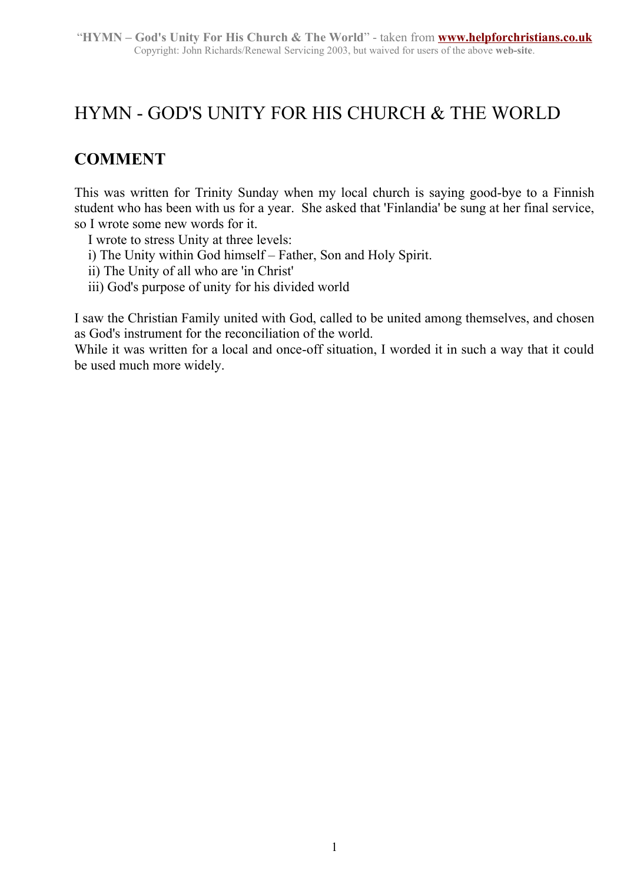# HYMN - GOD'S UNITY FOR HIS CHURCH & THE WORLD

## COMMENT

This was written for Trinity Sunday when my local church is saying good-bye to a Finnish student who has been with us for a year. She asked that 'Finlandia' be sung at her final service, so I wrote some new words for it.

I wrote to stress Unity at three levels:

i) The Unity within God himself – Father, Son and Holy Spirit.

ii) The Unity of all who are 'in Christ'

iii) God's purpose of unity for his divided world

I saw the Christian Family united with God, called to be united among themselves, and chosen as God's instrument for the reconciliation of the world.

While it was written for a local and once-off situation, I worded it in such a way that it could be used much more widely.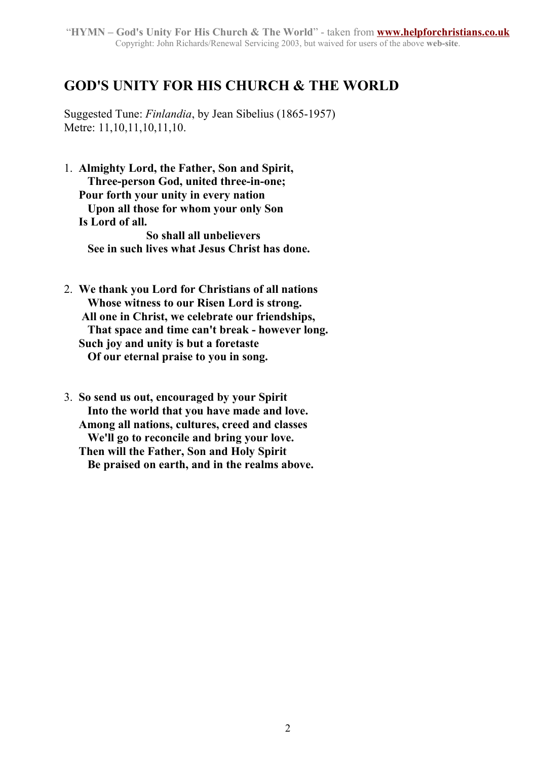# GOD'S UNITY FOR HIS CHURCH & THE WORLD

Suggested Tune: *Finlandia*, by Jean Sibelius (1865-1957)
Metre: 11,10,11,10,11,10.

1. **Almighty Lord, the Father, Son and Spirit,**
   **Three-person God, united three-in-one;**
   **Pour forth your unity in every nation**
   **Upon all those for whom your only Son**
   **Is Lord of all.**
   **So shall all unbelievers**
   **See in such lives what Jesus Christ has done.**

2. **We thank you Lord for Christians of all nations**
   **Whose witness to our Risen Lord is strong.**
   **All one in Christ, we celebrate our friendships,**
   **That space and time can't break - however long.**
   **Such joy and unity is but a foretaste**
   **Of our eternal praise to you in song.**

3. **So send us out, encouraged by your Spirit**
   **Into the world that you have made and love.**
   **Among all nations, cultures, creed and classes**
   **We'll go to reconcile and bring your love.**
   **Then will the Father, Son and Holy Spirit**
   **Be praised on earth, and in the realms above.**